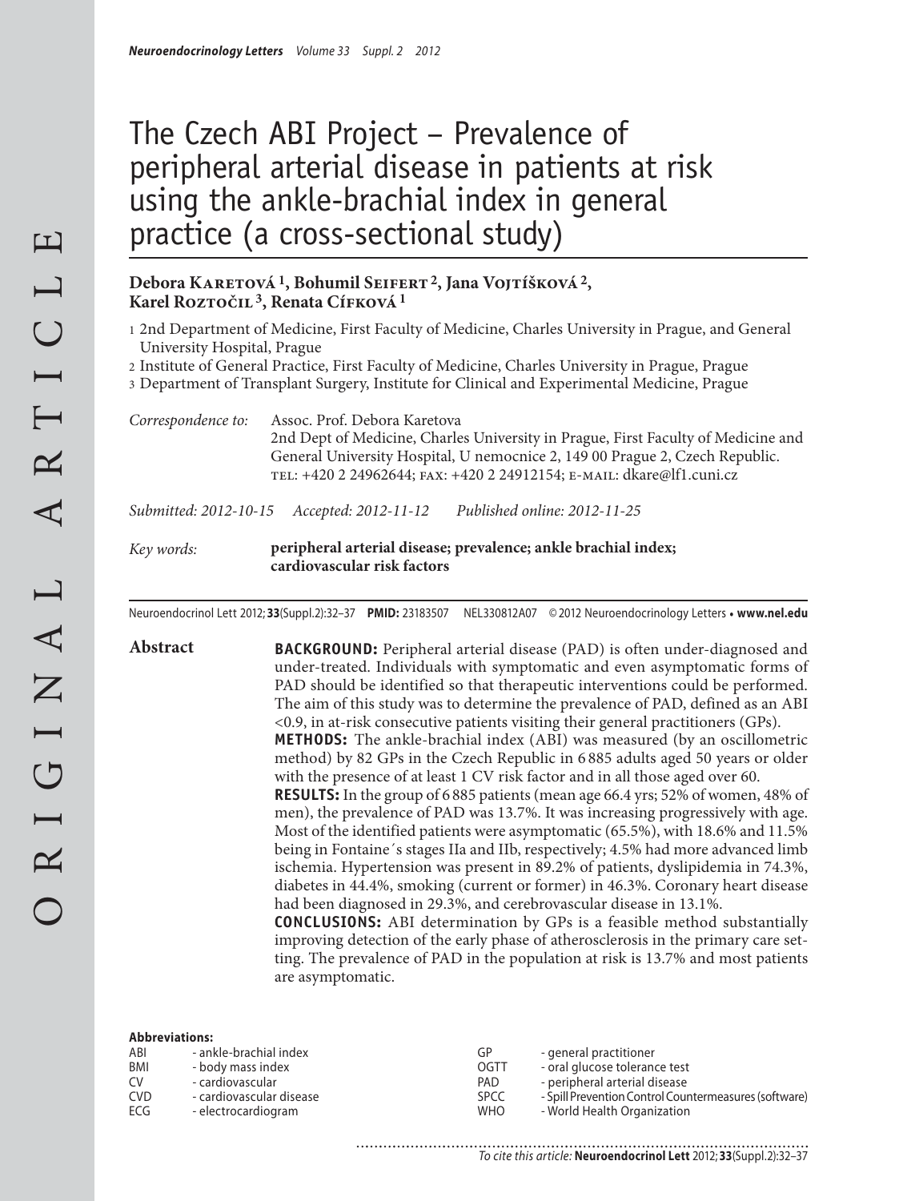# The Czech ABI Project – Prevalence of peripheral arterial disease in patients at risk using the ankle-brachial index in general practice (a cross-sectional study)

**Debora Karetová [1], Bohumil Seifert [2], Jana Vojtíšková [2], Karel Roztočil [3], Renata Cífková [1]**

1 2nd Department of Medicine, First Faculty of Medicine, Charles University in Prague, and General University Hospital, Prague

2 Institute of General Practice, First Faculty of Medicine, Charles University in Prague, Prague

3 Department of Transplant Surgery, Institute for Clinical and Experimental Medicine, Prague

*Correspondence to:* Assoc. Prof. Debora Karetova
2nd Dept of Medicine, Charles University in Prague, First Faculty of Medicine and General University Hospital, U nemocnice 2, 149 00 Prague 2, Czech Republic.
TEL: +420 2 24962644; FAX: +420 2 24912154; E-MAIL: dkare@lf1.cuni.cz

*Submitted: 2012-10-15 Accepted: 2012-11-12 Published online: 2012-11-25*

*Key words:* **peripheral arterial disease; prevalence; ankle brachial index; cardiovascular risk factors**

Neuroendocrinol Lett 2012; **33**(Suppl.2):32–37 **PMID:** 23183507 NEL330812A07 © 2012 Neuroendocrinology Letters • **www.nel.edu**

## Abstract

**BACKGROUND:** Peripheral arterial disease (PAD) is often under-diagnosed and under-treated. Individuals with symptomatic and even asymptomatic forms of PAD should be identified so that therapeutic interventions could be performed. The aim of this study was to determine the prevalence of PAD, defined as an ABI <0.9, in at-risk consecutive patients visiting their general practitioners (GPs).

**METHODS:** The ankle-brachial index (ABI) was measured (by an oscillometric method) by 82 GPs in the Czech Republic in 6 885 adults aged 50 years or older with the presence of at least 1 CV risk factor and in all those aged over 60.

**RESULTS:** In the group of 6 885 patients (mean age 66.4 yrs; 52% of women, 48% of men), the prevalence of PAD was 13.7%. It was increasing progressively with age. Most of the identified patients were asymptomatic (65.5%), with 18.6% and 11.5% being in Fontaine´s stages IIa and IIb, respectively; 4.5% had more advanced limb ischemia. Hypertension was present in 89.2% of patients, dyslipidemia in 74.3%, diabetes in 44.4%, smoking (current or former) in 46.3%. Coronary heart disease had been diagnosed in 29.3%, and cerebrovascular disease in 13.1%.

**CONCLUSIONS:** ABI determination by GPs is a feasible method substantially improving detection of the early phase of atherosclerosis in the primary care setting. The prevalence of PAD in the population at risk is 13.7% and most patients are asymptomatic.

**Abbreviations:**

| | |
|---|---|
| ABI | - ankle-brachial index |
| BMI | - body mass index |
| CV | - cardiovascular |
| CVD | - cardiovascular disease |
| ECG | - electrocardiogram |
| GP | - general practitioner |
| OGTT | - oral glucose tolerance test |
| PAD | - peripheral arterial disease |
| SPCC | - Spill Prevention Control Countermeasures (software) |
| WHO | - World Health Organization |

*To cite this article:* **Neuroendocrinol Lett** 2012; **33**(Suppl.2):32–37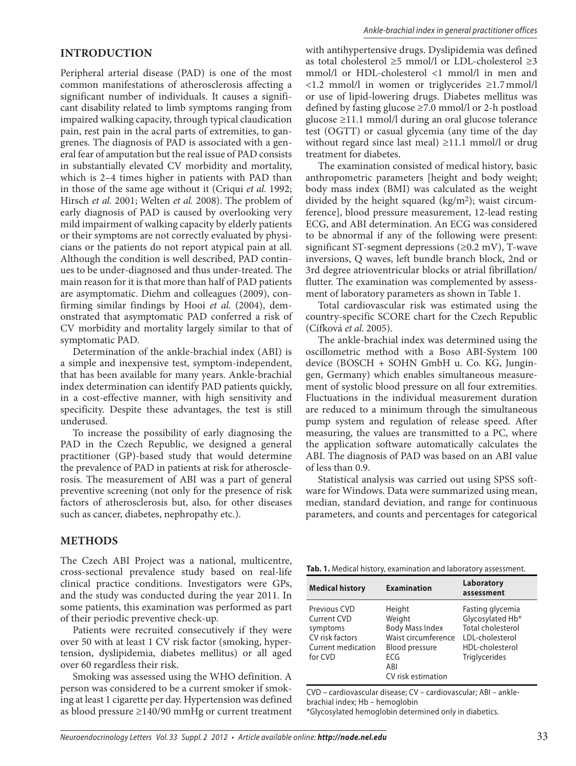## INTRODUCTION

Peripheral arterial disease (PAD) is one of the most common manifestations of atherosclerosis affecting a significant number of individuals. It causes a significant disability related to limb symptoms ranging from impaired walking capacity, through typical claudication pain, rest pain in the acral parts of extremities, to gangrenes. The diagnosis of PAD is associated with a general fear of amputation but the real issue of PAD consists in substantially elevated CV morbidity and mortality, which is 2–4 times higher in patients with PAD than in those of the same age without it (Criqui *et al.* 1992; Hirsch *et al.* 2001; Welten *et al.* 2008). The problem of early diagnosis of PAD is caused by overlooking very mild impairment of walking capacity by elderly patients or their symptoms are not correctly evaluated by physicians or the patients do not report atypical pain at all. Although the condition is well described, PAD continues to be under-diagnosed and thus under-treated. The main reason for it is that more than half of PAD patients are asymptomatic. Diehm and colleagues (2009), confirming similar findings by Hooi *et al.* (2004), demonstrated that asymptomatic PAD conferred a risk of CV morbidity and mortality largely similar to that of symptomatic PAD.

Determination of the ankle-brachial index (ABI) is a simple and inexpensive test, symptom-independent, that has been available for many years. Ankle-brachial index determination can identify PAD patients quickly, in a cost-effective manner, with high sensitivity and specificity. Despite these advantages, the test is still underused.

To increase the possibility of early diagnosing the PAD in the Czech Republic, we designed a general practitioner (GP)-based study that would determine the prevalence of PAD in patients at risk for atherosclerosis. The measurement of ABI was a part of general preventive screening (not only for the presence of risk factors of atherosclerosis but, also, for other diseases such as cancer, diabetes, nephropathy etc.).

## METHODS

The Czech ABI Project was a national, multicentre, cross-sectional prevalence study based on real-life clinical practice conditions. Investigators were GPs, and the study was conducted during the year 2011. In some patients, this examination was performed as part of their periodic preventive check-up.

Patients were recruited consecutively if they were over 50 with at least 1 CV risk factor (smoking, hypertension, dyslipidemia, diabetes mellitus) or all aged over 60 regardless their risk.

Smoking was assessed using the WHO definition. A person was considered to be a current smoker if smoking at least 1 cigarette per day. Hypertension was defined as blood pressure ≥140/90 mmHg or current treatment with antihypertensive drugs. Dyslipidemia was defined as total cholesterol ≥5 mmol/l or LDL-cholesterol ≥3 mmol/l or HDL-cholesterol <1 mmol/l in men and <1.2 mmol/l in women or triglycerides ≥1.7 mmol/l or use of lipid-lowering drugs. Diabetes mellitus was defined by fasting glucose ≥7.0 mmol/l or 2-h postload glucose ≥11.1 mmol/l during an oral glucose tolerance test (OGTT) or casual glycemia (any time of the day without regard since last meal) ≥11.1 mmol/l or drug treatment for diabetes.

The examination consisted of medical history, basic anthropometric parameters [height and body weight; body mass index (BMI) was calculated as the weight divided by the height squared (kg/m$^2$); waist circumference], blood pressure measurement, 12-lead resting ECG, and ABI determination. An ECG was considered to be abnormal if any of the following were present: significant ST-segment depressions (≥0.2 mV), T-wave inversions, Q waves, left bundle branch block, 2nd or 3rd degree atrioventricular blocks or atrial fibrillation/flutter. The examination was complemented by assessment of laboratory parameters as shown in Table 1.

Total cardiovascular risk was estimated using the country-specific SCORE chart for the Czech Republic (Cífková *et al.* 2005).

The ankle-brachial index was determined using the oscillometric method with a Boso ABI-System 100 device (BOSCH + SOHN GmbH u. Co. KG, Jungingen, Germany) which enables simultaneous measurement of systolic blood pressure on all four extremities. Fluctuations in the individual measurement duration are reduced to a minimum through the simultaneous pump system and regulation of release speed. After measuring, the values are transmitted to a PC, where the application software automatically calculates the ABI. The diagnosis of PAD was based on an ABI value of less than 0.9.

Statistical analysis was carried out using SPSS software for Windows. Data were summarized using mean, median, standard deviation, and range for continuous parameters, and counts and percentages for categorical

**Tab. 1.** Medical history, examination and laboratory assessment.

| Medical history | Examination | Laboratory assessment |
|---|---|---|
| Previous CVD | Height | Fasting glycemia |
| Current CVD symptoms | Weight | Glycosylated Hb* |
| CV risk factors | Body Mass Index | Total cholesterol |
| Current medication for CVD | Waist circumference | LDL-cholesterol |
| | Blood pressure | HDL-cholesterol |
| | ECG | Triglycerides |
| | ABI | |
| | CV risk estimation | |

CVD – cardiovascular disease; CV – cardiovascular; ABI – ankle-brachial index; Hb – hemoglobin
*Glycosylated hemoglobin determined only in diabetics.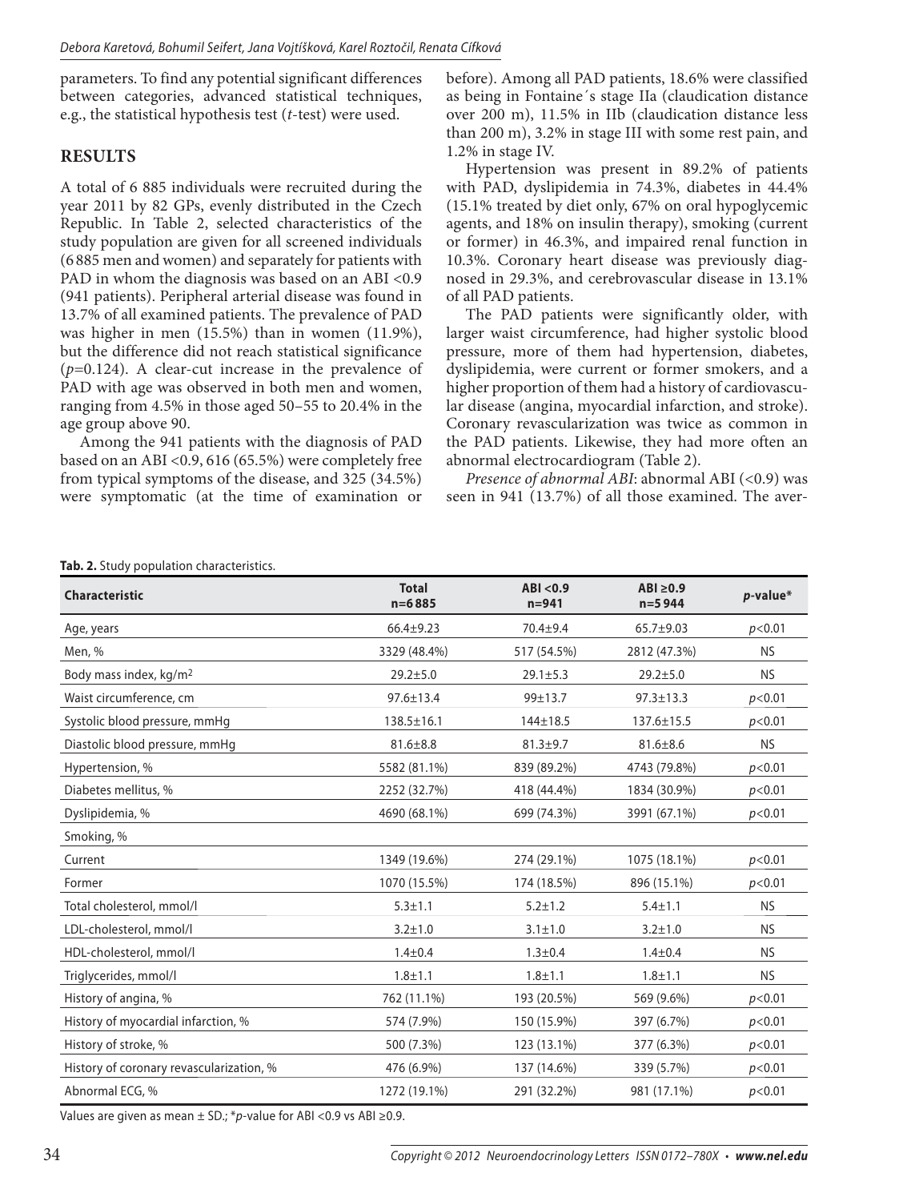parameters. To find any potential significant differences between categories, advanced statistical techniques, e.g., the statistical hypothesis test (*t*-test) were used.

## RESULTS

A total of 6 885 individuals were recruited during the year 2011 by 82 GPs, evenly distributed in the Czech Republic. In Table 2, selected characteristics of the study population are given for all screened individuals (6 885 men and women) and separately for patients with PAD in whom the diagnosis was based on an ABI <0.9 (941 patients). Peripheral arterial disease was found in 13.7% of all examined patients. The prevalence of PAD was higher in men (15.5%) than in women (11.9%), but the difference did not reach statistical significance ($p$=0.124). A clear-cut increase in the prevalence of PAD with age was observed in both men and women, ranging from 4.5% in those aged 50–55 to 20.4% in the age group above 90.

Among the 941 patients with the diagnosis of PAD based on an ABI <0.9, 616 (65.5%) were completely free from typical symptoms of the disease, and 325 (34.5%) were symptomatic (at the time of examination or before). Among all PAD patients, 18.6% were classified as being in Fontaine´s stage IIa (claudication distance over 200 m), 11.5% in IIb (claudication distance less than 200 m), 3.2% in stage III with some rest pain, and 1.2% in stage IV.

Hypertension was present in 89.2% of patients with PAD, dyslipidemia in 74.3%, diabetes in 44.4% (15.1% treated by diet only, 67% on oral hypoglycemic agents, and 18% on insulin therapy), smoking (current or former) in 46.3%, and impaired renal function in 10.3%. Coronary heart disease was previously diagnosed in 29.3%, and cerebrovascular disease in 13.1% of all PAD patients.

The PAD patients were significantly older, with larger waist circumference, had higher systolic blood pressure, more of them had hypertension, diabetes, dyslipidemia, were current or former smokers, and a higher proportion of them had a history of cardiovascular disease (angina, myocardial infarction, and stroke). Coronary revascularization was twice as common in the PAD patients. Likewise, they had more often an abnormal electrocardiogram (Table 2).

*Presence of abnormal ABI*: abnormal ABI (<0.9) was seen in 941 (13.7%) of all those examined. The aver-

**Tab. 2.** Study population characteristics.

| Characteristic | Total n=6 885 | ABI <0.9 n=941 | ABI ≥0.9 n=5 944 | *p*-value* |
|---|---|---|---|---|
| Age, years | 66.4±9.23 | 70.4±9.4 | 65.7±9.03 | $p$<0.01 |
| Men, % | 3329 (48.4%) | 517 (54.5%) | 2812 (47.3%) | NS |
| Body mass index, kg/m$^2$ | 29.2±5.0 | 29.1±5.3 | 29.2±5.0 | NS |
| Waist circumference, cm | 97.6±13.4 | 99±13.7 | 97.3±13.3 | $p$<0.01 |
| Systolic blood pressure, mmHg | 138.5±16.1 | 144±18.5 | 137.6±15.5 | $p$<0.01 |
| Diastolic blood pressure, mmHg | 81.6±8.8 | 81.3±9.7 | 81.6±8.6 | NS |
| Hypertension, % | 5582 (81.1%) | 839 (89.2%) | 4743 (79.8%) | $p$<0.01 |
| Diabetes mellitus, % | 2252 (32.7%) | 418 (44.4%) | 1834 (30.9%) | $p$<0.01 |
| Dyslipidemia, % | 4690 (68.1%) | 699 (74.3%) | 3991 (67.1%) | $p$<0.01 |
| Smoking, % | | | | |
| Current | 1349 (19.6%) | 274 (29.1%) | 1075 (18.1%) | $p$<0.01 |
| Former | 1070 (15.5%) | 174 (18.5%) | 896 (15.1%) | $p$<0.01 |
| Total cholesterol, mmol/l | 5.3±1.1 | 5.2±1.2 | 5.4±1.1 | NS |
| LDL-cholesterol, mmol/l | 3.2±1.0 | 3.1±1.0 | 3.2±1.0 | NS |
| HDL-cholesterol, mmol/l | 1.4±0.4 | 1.3±0.4 | 1.4±0.4 | NS |
| Triglycerides, mmol/l | 1.8±1.1 | 1.8±1.1 | 1.8±1.1 | NS |
| History of angina, % | 762 (11.1%) | 193 (20.5%) | 569 (9.6%) | $p$<0.01 |
| History of myocardial infarction, % | 574 (7.9%) | 150 (15.9%) | 397 (6.7%) | $p$<0.01 |
| History of stroke, % | 500 (7.3%) | 123 (13.1%) | 377 (6.3%) | $p$<0.01 |
| History of coronary revascularization, % | 476 (6.9%) | 137 (14.6%) | 339 (5.7%) | $p$<0.01 |
| Abnormal ECG, % | 1272 (19.1%) | 291 (32.2%) | 981 (17.1%) | $p$<0.01 |

Values are given as mean ± SD.; *$p$-value for ABI <0.9 vs ABI ≥0.9.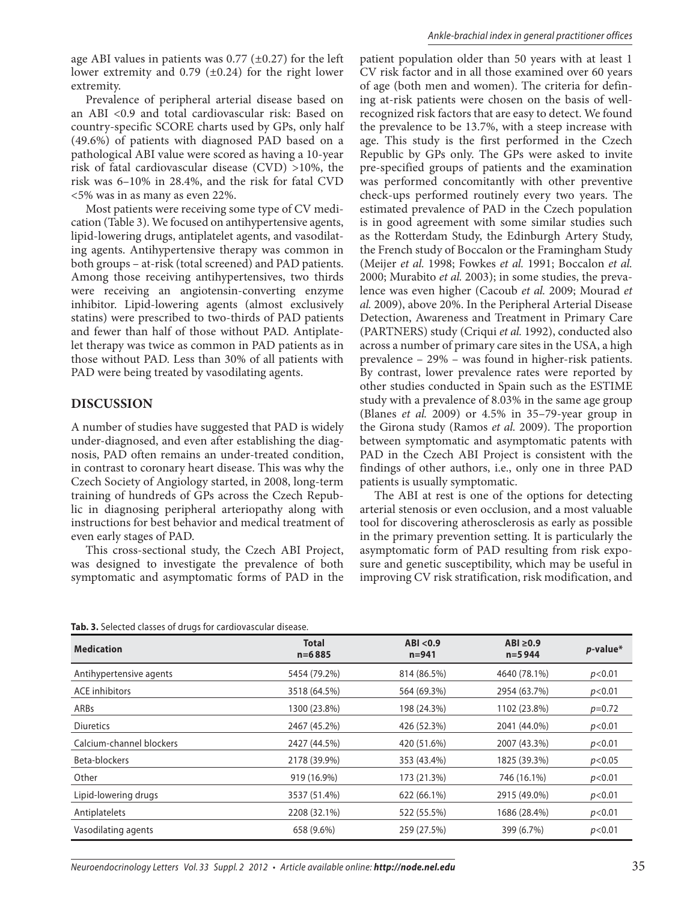age ABI values in patients was 0.77 (±0.27) for the left lower extremity and 0.79 (±0.24) for the right lower extremity.

Prevalence of peripheral arterial disease based on an ABI <0.9 and total cardiovascular risk: Based on country-specific SCORE charts used by GPs, only half (49.6%) of patients with diagnosed PAD based on a pathological ABI value were scored as having a 10-year risk of fatal cardiovascular disease (CVD) >10%, the risk was 6–10% in 28.4%, and the risk for fatal CVD <5% was in as many as even 22%.

Most patients were receiving some type of CV medication (Table 3). We focused on antihypertensive agents, lipid-lowering drugs, antiplatelet agents, and vasodilating agents. Antihypertensive therapy was common in both groups – at-risk (total screened) and PAD patients. Among those receiving antihypertensives, two thirds were receiving an angiotensin-converting enzyme inhibitor. Lipid-lowering agents (almost exclusively statins) were prescribed to two-thirds of PAD patients and fewer than half of those without PAD. Antiplatelet therapy was twice as common in PAD patients as in those without PAD. Less than 30% of all patients with PAD were being treated by vasodilating agents.

## DISCUSSION

A number of studies have suggested that PAD is widely under-diagnosed, and even after establishing the diagnosis, PAD often remains an under-treated condition, in contrast to coronary heart disease. This was why the Czech Society of Angiology started, in 2008, long-term training of hundreds of GPs across the Czech Republic in diagnosing peripheral arteriopathy along with instructions for best behavior and medical treatment of even early stages of PAD.

This cross-sectional study, the Czech ABI Project, was designed to investigate the prevalence of both symptomatic and asymptomatic forms of PAD in the patient population older than 50 years with at least 1 CV risk factor and in all those examined over 60 years of age (both men and women). The criteria for defining at-risk patients were chosen on the basis of well-recognized risk factors that are easy to detect. We found the prevalence to be 13.7%, with a steep increase with age. This is the first performed in the Czech Republic by GPs only. The GPs were asked to invite pre-specified groups of patients and the examination was performed concomitantly with other preventive check-ups performed routinely every two years. The estimated prevalence of PAD in the Czech population is in good agreement with some similar studies such as the Rotterdam Study, the Edinburgh Artery Study, the French study of Boccalon or the Framingham Study (Meijer *et al.* 1998; Fowkes *et al.* 1991; Boccalon *et al.* 2000; Murabito *et al.* 2003); in some studies, the prevalence was even higher (Cacoub *et al.* 2009; Mourad *et al.* 2009), above 20%. In the Peripheral Arterial Disease Detection, Awareness and Treatment in Primary Care (PARTNERS) study (Criqui *et al.* 1992), conducted also across a number of primary care sites in the USA, a high prevalence – 29% – was found in higher-risk patients. By contrast, lower prevalence rates were reported by other studies conducted in Spain such as the ESTIME study with a prevalence of 8.03% in the same age group (Blanes *et al.* 2009) or 4.5% in 35–79-year group in the Girona study (Ramos *et al.* 2009). The proportion between symptomatic and asymptomatic patents with PAD in the Czech ABI Project is consistent with the findings of other authors, i.e., only one in three PAD patients is usually symptomatic.

The ABI at rest is one of the options for detecting arterial stenosis or even occlusion, and a most valuable tool for discovering atherosclerosis as early as possible in the primary prevention setting. It is particularly the asymptomatic form of PAD resulting from risk exposure and genetic susceptibility, which may be useful in improving CV risk stratification, risk modification, and

**Tab. 3.** Selected classes of drugs for cardiovascular disease.

| Medication | Total n=6 885 | ABI <0.9 n=941 | ABI ≥0.9 n=5 944 | *p*-value* |
|---|---|---|---|---|
| Antihypertensive agents | 5454 (79.2%) | 814 (86.5%) | 4640 (78.1%) | $p<0.01$ |
| ACE inhibitors | 3518 (64.5%) | 564 (69.3%) | 2954 (63.7%) | $p<0.01$ |
| ARBs | 1300 (23.8%) | 198 (24.3%) | 1102 (23.8%) | $p=0.72$ |
| Diuretics | 2467 (45.2%) | 426 (52.3%) | 2041 (44.0%) | $p<0.01$ |
| Calcium-channel blockers | 2427 (44.5%) | 420 (51.6%) | 2007 (43.3%) | $p<0.01$ |
| Beta-blockers | 2178 (39.9%) | 353 (43.4%) | 1825 (39.3%) | $p<0.05$ |
| Other | 919 (16.9%) | 173 (21.3%) | 746 (16.1%) | $p<0.01$ |
| Lipid-lowering drugs | 3537 (51.4%) | 622 (66.1%) | 2915 (49.0%) | $p<0.01$ |
| Antiplatelets | 2208 (32.1%) | 522 (55.5%) | 1686 (28.4%) | $p<0.01$ |
| Vasodilating agents | 658 (9.6%) | 259 (27.5%) | 399 (6.7%) | $p<0.01$ |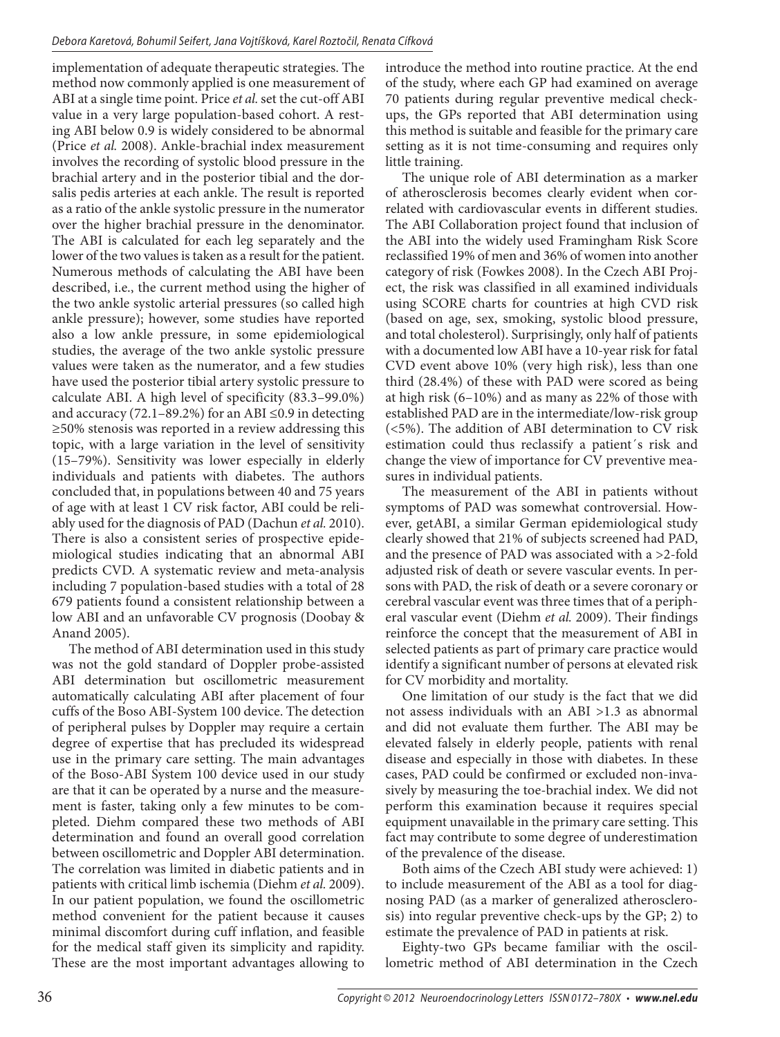implementation of adequate therapeutic strategies. The method now commonly applied is one measurement of ABI at a single time point. Price *et al.* set the cut-off ABI value in a very large population-based cohort. A resting ABI below 0.9 is widely considered to be abnormal (Price *et al.* 2008). Ankle-brachial index measurement involves the recording of systolic blood pressure in the brachial artery and in the posterior tibial and the dorsalis pedis arteries at each ankle. The result is reported as a ratio of the ankle systolic pressure in the numerator over the higher brachial pressure in the denominator. The ABI is calculated for each leg separately and the lower of the two values is taken as a result for the patient. Numerous methods of calculating the ABI have been described, i.e., the current method using the higher of the two ankle systolic arterial pressures (so called high ankle pressure); however, some studies have reported also a low ankle pressure, in some epidemiological studies, the average of the two ankle systolic pressure values were taken as the numerator, and a few studies have used the posterior tibial artery systolic pressure to calculate ABI. A high level of specificity (83.3–99.0%) and accuracy (72.1–89.2%) for an ABI ≤0.9 in detecting ≥50% stenosis was reported in a review addressing this topic, with a large variation in the level of sensitivity (15–79%). Sensitivity was lower especially in elderly individuals and patients with diabetes. The authors concluded that, in populations between 40 and 75 years of age with at least 1 CV risk factor, ABI could be reliably used for the diagnosis of PAD (Dachun *et al.* 2010). There is also a consistent series of prospective epidemiological studies indicating that an abnormal ABI predicts CVD. A systematic review and meta-analysis including 7 population-based studies with a total of 28 679 patients found a consistent relationship between a low ABI and an unfavorable CV prognosis (Doobay & Anand 2005).

The method of ABI determination used in this study was not the gold standard of Doppler probe-assisted ABI determination but oscillometric measurement automatically calculating ABI after placement of four cuffs of the Boso ABI-System 100 device. The detection of peripheral pulses by Doppler may require a certain degree of expertise that has precluded its widespread use in the primary care setting. The main advantages of the Boso-ABI System 100 device used in our study are that it can be operated by a nurse and the measurement is faster, taking only a few minutes to be completed. Diehm compared these two methods of ABI determination and found an overall good correlation between oscillometric and Doppler ABI determination. The correlation was limited in diabetic patients and in patients with critical limb ischemia (Diehm *et al.* 2009). In our patient population, we found the oscillometric method convenient for the patient because it causes minimal discomfort during cuff inflation, and feasible for the medical staff given its simplicity and rapidity. These are the most important advantages allowing to introduce the method into routine practice. At the end of the study, where each GP had examined on average 70 patients during regular preventive medical checkups, the GPs reported that ABI determination using this method is suitable and feasible for the primary care setting as it is not time-consuming and requires only little training.

The unique role of ABI determination as a marker of atherosclerosis becomes clearly evident when correlated with cardiovascular events in different studies. The ABI Collaboration project found that inclusion of the ABI into the widely used Framingham Risk Score reclassified 19% of men and 36% of women into another category of risk (Fowkes 2008). In the Czech ABI Project, the risk was classified in all examined individuals using SCORE charts for countries at high CVD risk (based on age, sex, smoking, systolic blood pressure, and total cholesterol). Surprisingly, only half of patients with a documented low ABI have a 10-year risk for fatal CVD event above 10% (very high risk), less than one third (28.4%) of these with PAD were scored as being at high risk (6–10%) and as many as 22% of those with established PAD are in the intermediate/low-risk group (<5%). The addition of ABI determination to CV risk estimation could thus reclassify a patient´s risk and change the view of importance for CV preventive measures in individual patients.

The measurement of the ABI in patients without symptoms of PAD was somewhat controversial. However, getABI, a similar German epidemiological study clearly showed that 21% of subjects screened had PAD, and the presence of PAD was associated with a >2-fold adjusted risk of death or severe vascular events. In persons with PAD, the risk of death or a severe coronary or cerebral vascular event was three times that of a peripheral vascular event (Diehm *et al.* 2009). Their findings reinforce the concept that the measurement of ABI in selected patients as part of primary care practice would identify a significant number of persons at elevated risk for CV morbidity and mortality.

One limitation of our study is the fact that we did not assess individuals with an ABI >1.3 as abnormal and did not evaluate them further. The ABI may be elevated falsely in elderly people, patients with renal disease and especially in those with diabetes. In these cases, PAD could be confirmed or excluded non-invasively by measuring the toe-brachial index. We did not perform this examination because it requires special equipment unavailable in the primary care setting. This fact may contribute to some degree of underestimation of the prevalence of the disease.

Both aims of the Czech ABI study were achieved: 1) to include measurement of the ABI as a tool for diagnosing PAD (as a marker of generalized atherosclerosis) into regular preventive check-ups by the GP; 2) to estimate the prevalence of PAD in patients at risk.

Eighty-two GPs became familiar with the oscillometric method of ABI determination in the Czech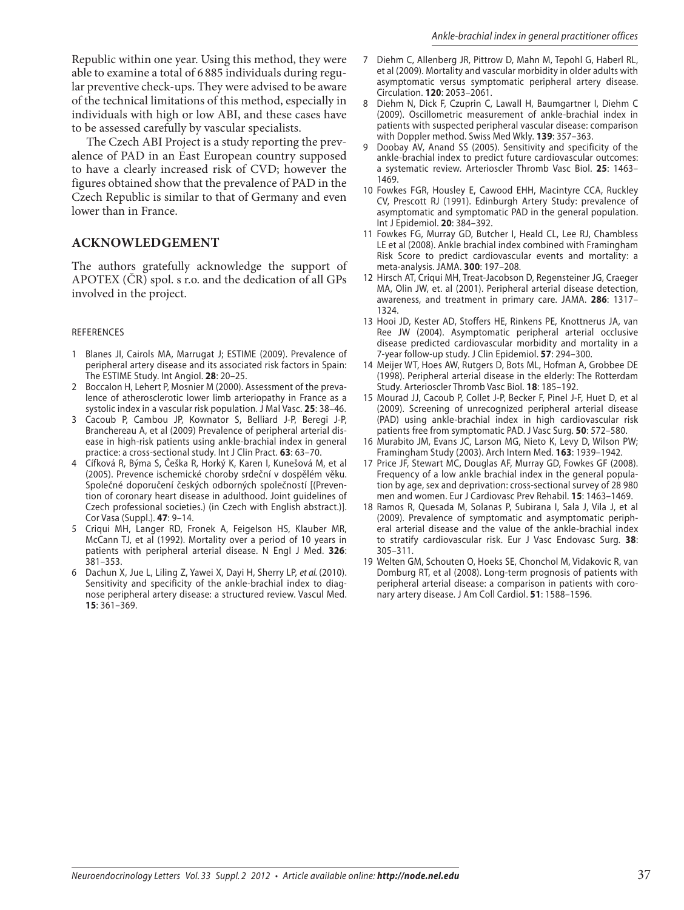Republic within one year. Using this method, they were able to examine a total of 6 885 individuals during regular preventive check-ups. They were advised to be aware of the technical limitations of this method, especially in individuals with high or low ABI, and these cases have to be assessed carefully by vascular specialists.

The Czech ABI Project is a study reporting the prevalence of PAD in an East European country supposed to have a clearly increased risk of CVD; however the figures obtained show that the prevalence of PAD in the Czech Republic is similar to that of Germany and even lower than in France.

## ACKNOWLEDGEMENT

The authors gratefully acknowledge the support of APOTEX (ČR) spol. s r.o. and the dedication of all GPs involved in the project.

REFERENCES

1. Blanes JI, Cairols MA, Marrugat J; ESTIME (2009). Prevalence of peripheral artery disease and its associated risk factors in Spain: The ESTIME Study. Int Angiol. **28**: 20–25.
2. Boccalon H, Lehert P, Mosnier M (2000). Assessment of the prevalence of atherosclerotic lower limb arteriopathy in France as a systolic index in a vascular risk population. J Mal Vasc. **25**: 38–46.
3. Cacoub P, Cambou JP, Kownator S, Belliard J-P, Beregi J-P, Branchereau A, et al (2009) Prevalence of peripheral arterial disease in high-risk patients using ankle-brachial index in general practice: a cross-sectional study. Int J Clin Pract. **63**: 63–70.
4. Cífková R, Býma S, Češka R, Horký K, Karen I, Kunešová M, et al (2005). Prevence ischemické choroby srdeční v dospělém věku. Společné doporučení českých odborných společností [(Prevention of coronary heart disease in adulthood. Joint guidelines of Czech professional societies.) (in Czech with English abstract.)]. Cor Vasa (Suppl.). **47**: 9–14.
5. Criqui MH, Langer RD, Fronek A, Feigelson HS, Klauber MR, McCann TJ, et al (1992). Mortality over a period of 10 years in patients with peripheral arterial disease. N Engl J Med. **326**: 381–353.
6. Dachun X, Jue L, Liling Z, Yawei X, Dayi H, Sherry LP, *et al.* (2010). Sensitivity and specificity of the ankle-brachial index to diagnose peripheral artery disease: a structured review. Vascul Med. **15**: 361–369.
7. Diehm C, Allenberg JR, Pittrow D, Mahn M, Tepohl G, Haberl RL, et al (2009). Mortality and vascular morbidity in older adults with asymptomatic versus symptomatic peripheral artery disease. Circulation. **120**: 2053–2061.
8. Diehm N, Dick F, Czuprin C, Lawall H, Baumgartner I, Diehm C (2009). Oscillometric measurement of ankle-brachial index in patients with suspected peripheral vascular disease: comparison with Doppler method. Swiss Med Wkly. **139**: 357–363.
9. Doobay AV, Anand SS (2005). Sensitivity and specificity of the ankle-brachial index to predict future cardiovascular outcomes: a systematic review. Arterioscler Thromb Vasc Biol. **25**: 1463–1469.
10. Fowkes FGR, Housley E, Cawood EHH, Macintyre CCA, Ruckley CV, Prescott RJ (1991). Edinburgh Artery Study: prevalence of asymptomatic and symptomatic PAD in the general population. Int J Epidemiol. **20**: 384–392.
11. Fowkes FG, Murray GD, Butcher I, Heald CL, Lee RJ, Chambless LE et al (2008). Ankle brachial index combined with Framingham Risk Score to predict cardiovascular events and mortality: a meta-analysis. JAMA. **300**: 197–208.
12. Hirsch AT, Criqui MH, Treat-Jacobson D, Regensteiner JG, Craeger MA, Olin JW, et. al (2001). Peripheral arterial disease detection, awareness, and treatment in primary care. JAMA. **286**: 1317–1324.
13. Hooi JD, Kester AD, Stoffers HE, Rinkens PE, Knottnerus JA, van Ree JW (2004). Asymptomatic peripheral arterial occlusive disease predicted cardiovascular morbidity and mortality in a 7-year follow-up study. J Clin Epidemiol. **57**: 294–300.
14. Meijer WT, Hoes AW, Rutgers D, Bots ML, Hofman A, Grobbee DE (1998). Peripheral arterial disease in the elderly: The Rotterdam Study. Arterioscler Thromb Vasc Biol. **18**: 185–192.
15. Mourad JJ, Cacoub P, Collet J-P, Becker F, Pinel J-F, Huet D, et al (2009). Screening of unrecognized peripheral arterial disease (PAD) using ankle-brachial index in high cardiovascular risk patients free from symptomatic PAD. J Vasc Surg. **50**: 572–580.
16. Murabito JM, Evans JC, Larson MG, Nieto K, Levy D, Wilson PW; Framingham Study (2003). Arch Intern Med. **163**: 1939–1942.
17. Price JF, Stewart MC, Douglas AF, Murray GD, Fowkes GF (2008). Frequency of a low ankle brachial index in the general population by age, sex and deprivation: cross-sectional survey of 28 980 men and women. Eur J Cardiovasc Prev Rehabil. **15**: 1463–1469.
18. Ramos R, Quesada M, Solanas P, Subirana I, Sala J, Vila J, et al (2009). Prevalence of symptomatic and asymptomatic peripheral arterial disease and the value of the ankle-brachial index to stratify cardiovascular risk. Eur J Vasc Endovasc Surg. **38**: 305–311.
19. Welten GM, Schouten O, Hoeks SE, Chonchol M, Vidakovic R, van Domburg RT, et al (2008). Long-term prognosis of patients with peripheral arterial disease: a comparison in patients with coronary artery disease. J Am Coll Cardiol. **51**: 1588–1596.